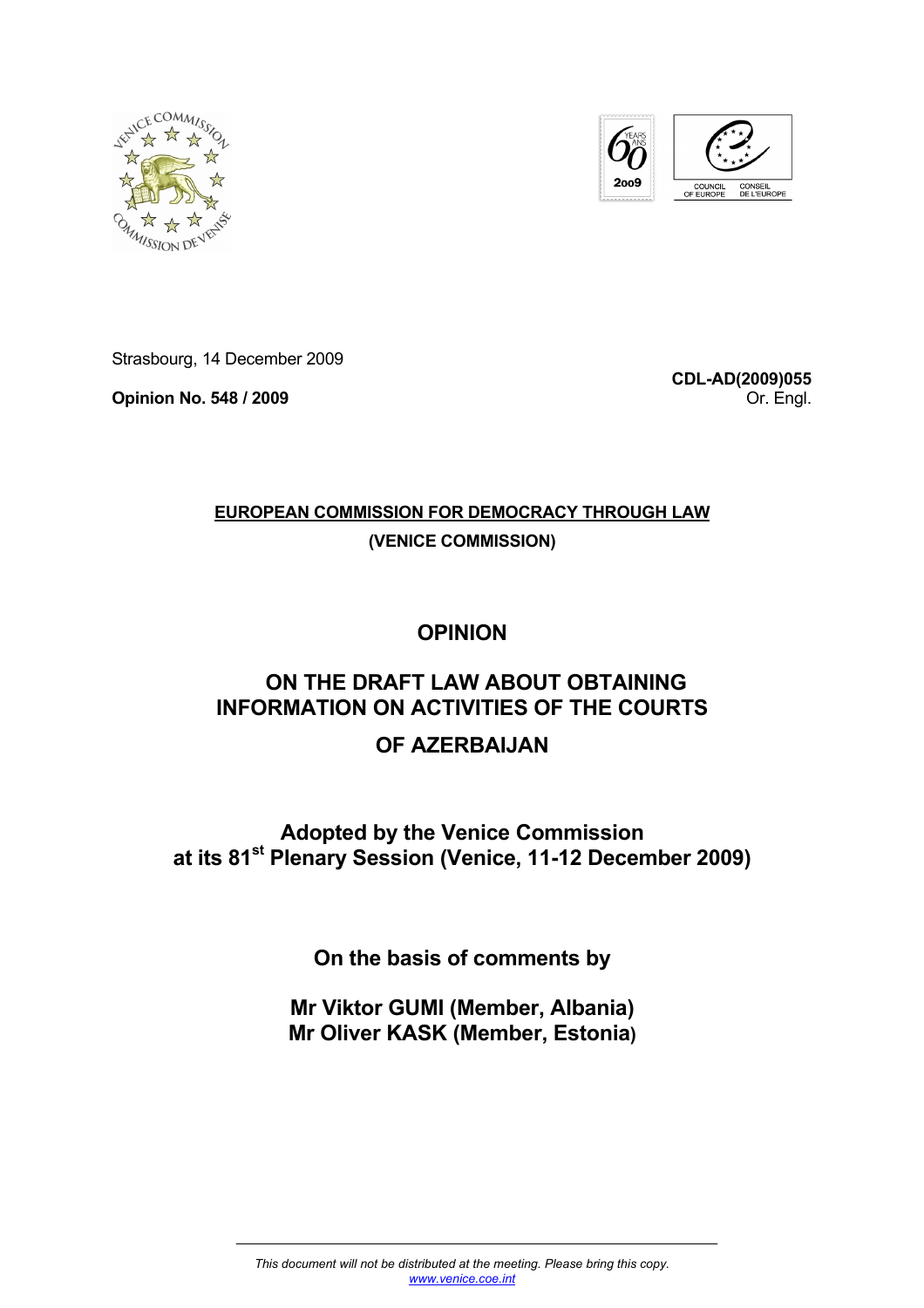Strasbourg, 14 December 2009

**Opinion No. 548 / 2009**

**CDL-AD(2009)055**
Or. Engl.

**EUROPEAN COMMISSION FOR DEMOCRACY THROUGH LAW**

**(VENICE COMMISSION)**

# OPINION

# ON THE DRAFT LAW ABOUT OBTAINING INFORMATION ON ACTIVITIES OF THE COURTS OF AZERBAIJAN

**Adopted by the Venice Commission at its 81st Plenary Session (Venice, 11-12 December 2009)**

**On the basis of comments by**

**Mr Viktor GUMI (Member, Albania)**
**Mr Oliver KASK (Member, Estonia)**

*This document will not be distributed at the meeting. Please bring this copy.*
*www.venice.coe.int*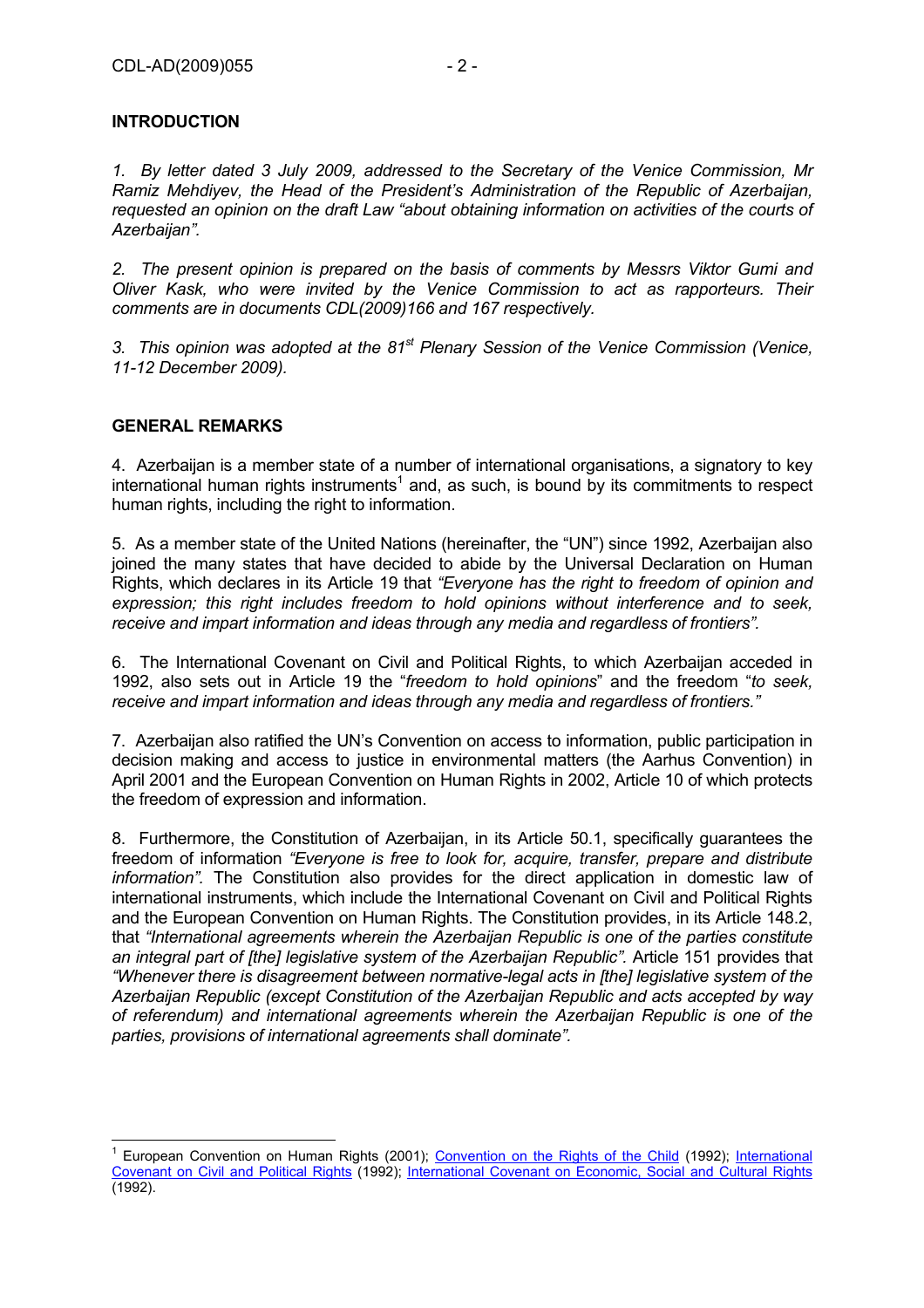## INTRODUCTION

*1. By letter dated 3 July 2009, addressed to the Secretary of the Venice Commission, Mr Ramiz Mehdiyev, the Head of the President's Administration of the Republic of Azerbaijan, requested an opinion on the draft Law "about obtaining information on activities of the courts of Azerbaijan".*

*2. The present opinion is prepared on the basis of comments by Messrs Viktor Gumi and Oliver Kask, who were invited by the Venice Commission to act as rapporteurs. Their comments are in documents CDL(2009)166 and 167 respectively.*

*3. This opinion was adopted at the 81st Plenary Session of the Venice Commission (Venice, 11-12 December 2009).*

## GENERAL REMARKS

4. Azerbaijan is a member state of a number of international organisations, a signatory to key international human rights instruments[1] and, as such, is bound by its commitments to respect human rights, including the right to information.

5. As a member state of the United Nations (hereinafter, the "UN") since 1992, Azerbaijan also joined the many states that have decided to abide by the Universal Declaration on Human Rights, which declares in its Article 19 that *"Everyone has the right to freedom of opinion and expression; this right includes freedom to hold opinions without interference and to seek, receive and impart information and ideas through any media and regardless of frontiers".*

6. The International Covenant on Civil and Political Rights, to which Azerbaijan acceded in 1992, also sets out in Article 19 the "*freedom to hold opinions*" and the freedom "*to seek, receive and impart information and ideas through any media and regardless of frontiers."*

7. Azerbaijan also ratified the UN's Convention on access to information, public participation in decision making and access to justice in environmental matters (the Aarhus Convention) in April 2001 and the European Convention on Human Rights in 2002, Article 10 of which protects the freedom of expression and information.

8. Furthermore, the Constitution of Azerbaijan, in its Article 50.1, specifically guarantees the freedom of information *"Everyone is free to look for, acquire, transfer, prepare and distribute information"*. The Constitution also provides for the direct application in domestic law of international instruments, which include the International Covenant on Civil and Political Rights and the European Convention on Human Rights. The Constitution provides, in its Article 148.2, that *"International agreements wherein the Azerbaijan Republic is one of the parties constitute an integral part of [the] legislative system of the Azerbaijan Republic".* Article 151 provides that *"Whenever there is disagreement between normative-legal acts in [the] legislative system of the Azerbaijan Republic (except Constitution of the Azerbaijan Republic and acts accepted by way of referendum) and international agreements wherein the Azerbaijan Republic is one of the parties, provisions of international agreements shall dominate".*

---

[1] European Convention on Human Rights (2001); Convention on the Rights of the Child (1992); International Covenant on Civil and Political Rights (1992); International Covenant on Economic, Social and Cultural Rights (1992).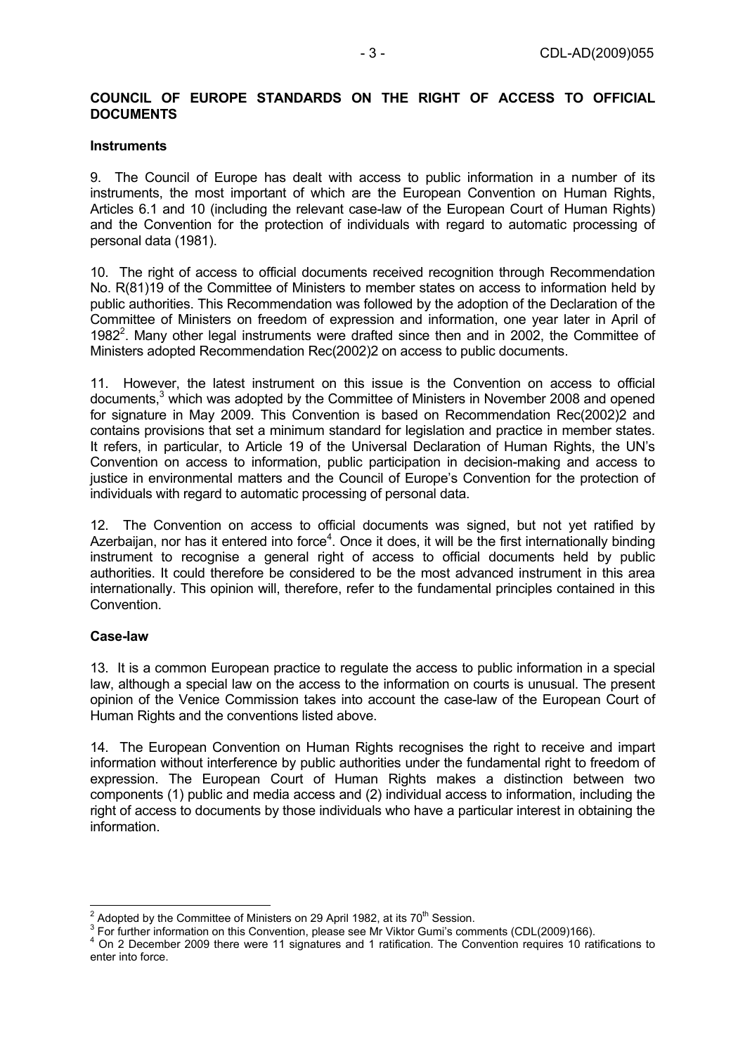**COUNCIL OF EUROPE STANDARDS ON THE RIGHT OF ACCESS TO OFFICIAL DOCUMENTS**

**Instruments**

9. The Council of Europe has dealt with access to public information in a number of its instruments, the most important of which are the European Convention on Human Rights, Articles 6.1 and 10 (including the relevant case-law of the European Court of Human Rights) and the Convention for the protection of individuals with regard to automatic processing of personal data (1981).

10. The right of access to official documents received recognition through Recommendation No. R(81)19 of the Committee of Ministers to member states on access to information held by public authorities. This Recommendation was followed by the adoption of the Declaration of the Committee of Ministers on freedom of expression and information, one year later in April of 1982[2]. Many other legal instruments were drafted since then and in 2002, the Committee of Ministers adopted Recommendation Rec(2002)2 on access to public documents.

11. However, the latest instrument on this issue is the Convention on access to official documents,[3] which was adopted by the Committee of Ministers in November 2008 and opened for signature in May 2009. This Convention is based on Recommendation Rec(2002)2 and contains provisions that set a minimum standard for legislation and practice in member states. It refers, in particular, to Article 19 of the Universal Declaration of Human Rights, the UN's Convention on access to information, public participation in decision-making and access to justice in environmental matters and the Council of Europe's Convention for the protection of individuals with regard to automatic processing of personal data.

12. The Convention on access to official documents was signed, but not yet ratified by Azerbaijan, nor has it entered into force[4]. Once it does, it will be the first internationally binding instrument to recognise a general right of access to official documents held by public authorities. It could therefore be considered to be the most advanced instrument in this area internationally. This opinion will, therefore, refer to the fundamental principles contained in this Convention.

**Case-law**

13. It is a common European practice to regulate the access to public information in a special law, although a special law on the access to the information on courts is unusual. The present opinion of the Venice Commission takes into account the case-law of the European Court of Human Rights and the conventions listed above.

14. The European Convention on Human Rights recognises the right to receive and impart information without interference by public authorities under the fundamental right to freedom of expression. The European Court of Human Rights makes a distinction between two components (1) public and media access and (2) individual access to information, including the right of access to documents by those individuals who have a particular interest in obtaining the information.

---

[2] Adopted by the Committee of Ministers on 29 April 1982, at its 70th Session.

[3] For further information on this Convention, please see Mr Viktor Gumi's comments (CDL(2009)166).

[4] On 2 December 2009 there were 11 signatures and 1 ratification. The Convention requires 10 ratifications to enter into force.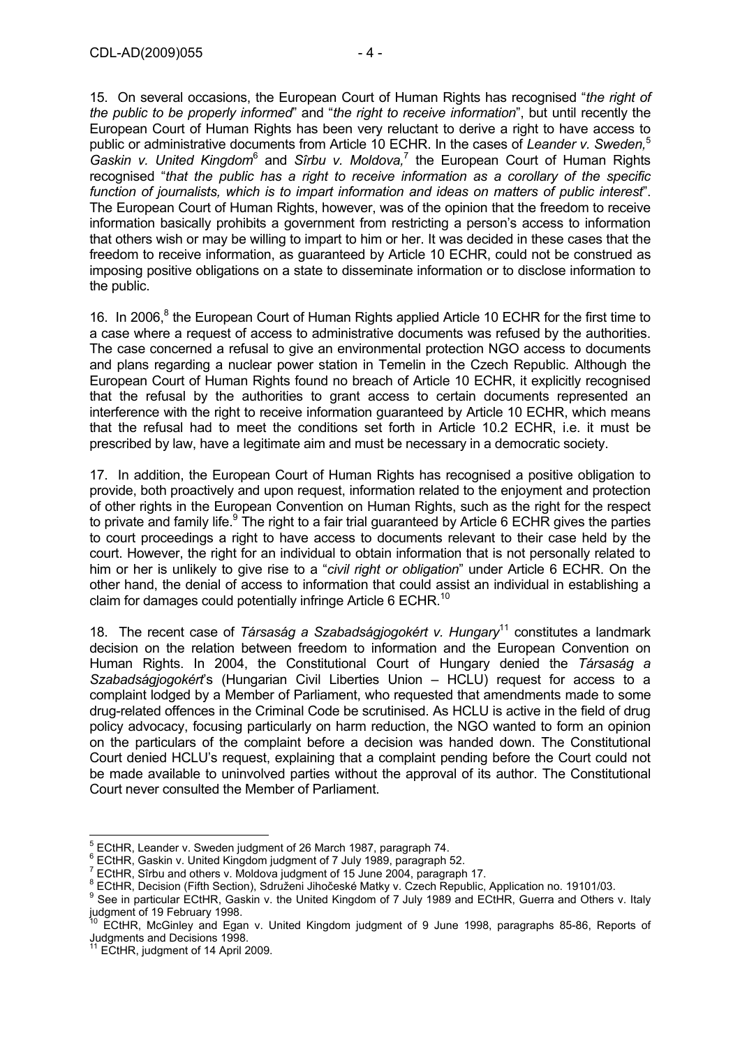15. On several occasions, the European Court of Human Rights has recognised "*the right of the public to be properly informed*" and "*the right to receive information*", but until recently the European Court of Human Rights has been very reluctant to derive a right to have access to public or administrative documents from Article 10 ECHR. In the cases of *Leander v. Sweden,*[5] *Gaskin v. United Kingdom*[6] and *Sîrbu v. Moldova,*[7] the European Court of Human Rights recognised "*that the public has a right to receive information as a corollary of the specific function of journalists, which is to impart information and ideas on matters of public interest*". The European Court of Human Rights, however, was of the opinion that the freedom to receive information basically prohibits a government from restricting a person's access to information that others wish or may be willing to impart to him or her. It was decided in these cases that the freedom to receive information, as guaranteed by Article 10 ECHR, could not be construed as imposing positive obligations on a state to disseminate information or to disclose information to the public.

16. In 2006,[8] the European Court of Human Rights applied Article 10 ECHR for the first time to a case where a request of access to administrative documents was refused by the authorities. The case concerned a refusal to give an environmental protection NGO access to documents and plans regarding a nuclear power station in Temelin in the Czech Republic. Although the European Court of Human Rights found no breach of Article 10 ECHR, it explicitly recognised that the refusal by the authorities to grant access to certain documents represented an interference with the right to receive information guaranteed by Article 10 ECHR, which means that the refusal had to meet the conditions set forth in Article 10.2 ECHR, i.e. it must be prescribed by law, have a legitimate aim and must be necessary in a democratic society.

17. In addition, the European Court of Human Rights has recognised a positive obligation to provide, both proactively and upon request, information related to the enjoyment and protection of other rights in the European Convention on Human Rights, such as the right for the respect to private and family life.[9] The right to a fair trial guaranteed by Article 6 ECHR gives the parties to court proceedings a right to have access to documents relevant to their case held by the court. However, the right for an individual to obtain information that is not personally related to him or her is unlikely to give rise to a "*civil right or obligation*" under Article 6 ECHR. On the other hand, the denial of access to information that could assist an individual in establishing a claim for damages could potentially infringe Article 6 ECHR.[10]

18. The recent case of *Társaság a Szabadságjogokért v. Hungary*[11] constitutes a landmark decision on the relation between freedom to information and the European Convention on Human Rights. In 2004, the Constitutional Court of Hungary denied the *Társaság a Szabadságjogokért*'s (Hungarian Civil Liberties Union – HCLU) request for access to a complaint lodged by a Member of Parliament, who requested that amendments made to some drug-related offences in the Criminal Code be scrutinised. As HCLU is active in the field of drug policy advocacy, focusing particularly on harm reduction, the NGO wanted to form an opinion on the particulars of the complaint before a decision was handed down. The Constitutional Court denied HCLU's request, explaining that a complaint pending before the Court could not be made available to uninvolved parties without the approval of its author. The Constitutional Court never consulted the Member of Parliament.

---

[5] ECtHR, Leander v. Sweden judgment of 26 March 1987, paragraph 74.
[6] ECtHR, Gaskin v. United Kingdom judgment of 7 July 1989, paragraph 52.
[7] ECtHR, Sîrbu and others v. Moldova judgment of 15 June 2004, paragraph 17.
[8] ECtHR, Decision (Fifth Section), Sdruženi Jihočeské Matky v. Czech Republic, Application no. 19101/03.
[9] See in particular ECtHR, Gaskin v. the United Kingdom of 7 July 1989 and ECtHR, Guerra and Others v. Italy judgment of 19 February 1998.
[10] ECtHR, McGinley and Egan v. United Kingdom judgment of 9 June 1998, paragraphs 85-86, Reports of Judgments and Decisions 1998.
[11] ECtHR, judgment of 14 April 2009.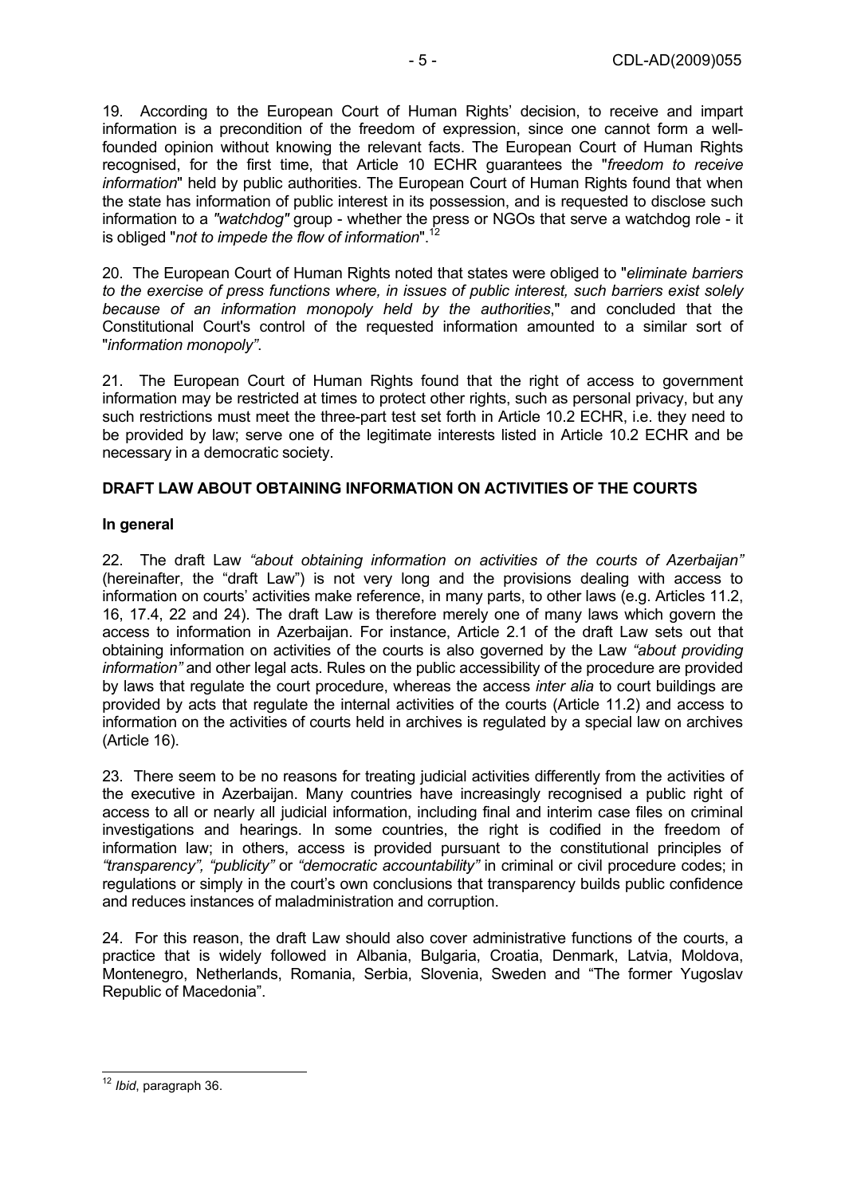19. According to the European Court of Human Rights' decision, to receive and impart information is a precondition of the freedom of expression, since one cannot form a well-founded opinion without knowing the relevant facts. The European Court of Human Rights recognised, for the first time, that Article 10 ECHR guarantees the "*freedom to receive information*" held by public authorities. The European Court of Human Rights found that when the state has information of public interest in its possession, and is requested to disclose such information to a *"watchdog"* group - whether the press or NGOs that serve a watchdog role - it is obliged "*not to impede the flow of information*".[12]

20. The European Court of Human Rights noted that states were obliged to "*eliminate barriers to the exercise of press functions where, in issues of public interest, such barriers exist solely because of an information monopoly held by the authorities*," and concluded that the Constitutional Court's control of the requested information amounted to a similar sort of "*information monopoly"*.

21. The European Court of Human Rights found that the right of access to government information may be restricted at times to protect other rights, such as personal privacy, but any such restrictions must meet the three-part test set forth in Article 10.2 ECHR, i.e. they need to be provided by law; serve one of the legitimate interests listed in Article 10.2 ECHR and be necessary in a democratic society.

## DRAFT LAW ABOUT OBTAINING INFORMATION ON ACTIVITIES OF THE COURTS

### In general

22. The draft Law *"about obtaining information on activities of the courts of Azerbaijan"* (hereinafter, the "draft Law") is not very long and the provisions dealing with access to information on courts' activities make reference, in many parts, to other laws (e.g. Articles 11.2, 16, 17.4, 22 and 24). The draft Law is therefore merely one of many laws which govern the access to information in Azerbaijan. For instance, Article 2.1 of the draft Law sets out that obtaining information on activities of the courts is also governed by the Law *"about providing information"* and other legal acts. Rules on the public accessibility of the procedure are provided by laws that regulate the court procedure, whereas the access *inter alia* to court buildings are provided by acts that regulate the internal activities of the courts (Article 11.2) and access to information on the activities of courts held in archives is regulated by a special law on archives (Article 16).

23. There seem to be no reasons for treating judicial activities differently from the activities of the executive in Azerbaijan. Many countries have increasingly recognised a public right of access to all or nearly all judicial information, including final and interim case files on criminal investigations and hearings. In some countries, the right is codified in the freedom of information law; in others, access is provided pursuant to the constitutional principles of *"transparency", "publicity"* or *"democratic accountability"* in criminal or civil procedure codes; in regulations or simply in the court's own conclusions that transparency builds public confidence and reduces instances of maladministration and corruption.

24. For this reason, the draft Law should also cover administrative functions of the courts, a practice that is widely followed in Albania, Bulgaria, Croatia, Denmark, Latvia, Moldova, Montenegro, Netherlands, Romania, Serbia, Slovenia, Sweden and "The former Yugoslav Republic of Macedonia".

---

[12] *Ibid*, paragraph 36.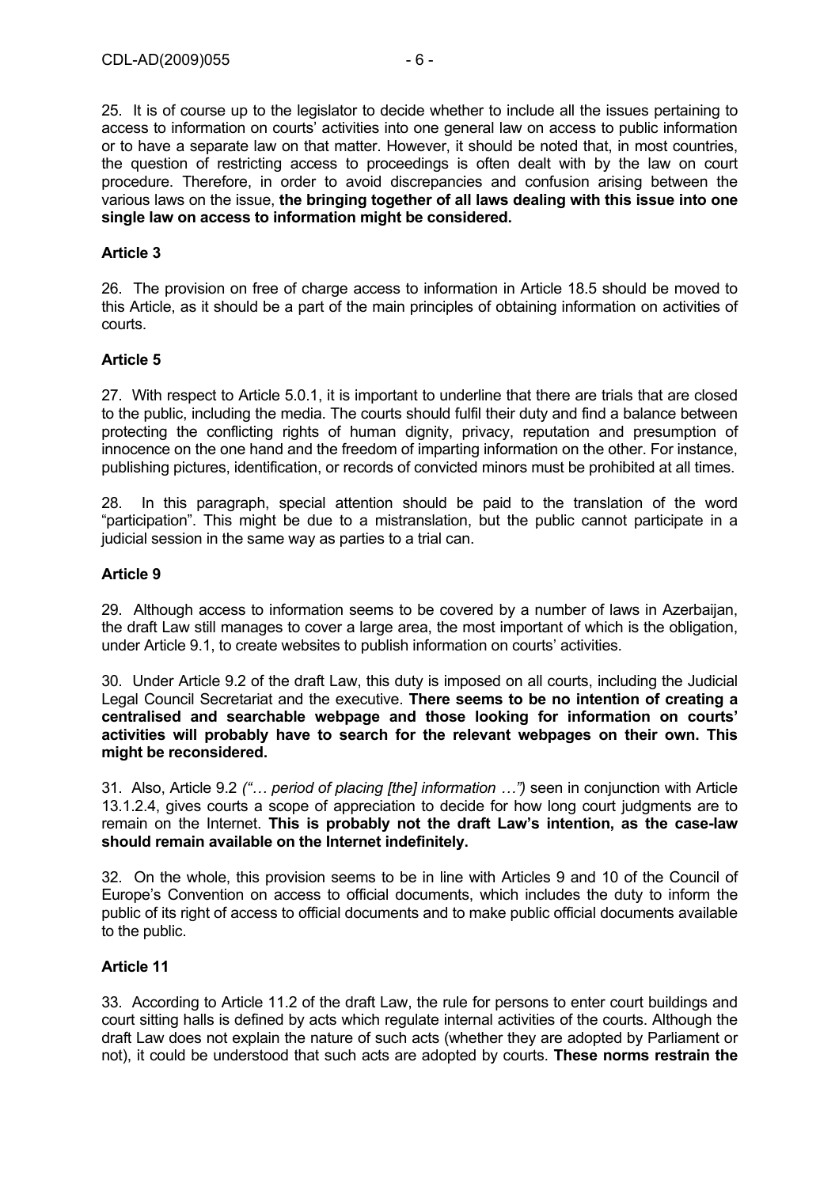25. It is of course up to the legislator to decide whether to include all the issues pertaining to access to information on courts' activities into one general law on access to public information or to have a separate law on that matter. However, it should be noted that, in most countries, the question of restricting access to proceedings is often dealt with by the law on court procedure. Therefore, in order to avoid discrepancies and confusion arising between the various laws on the issue, **the bringing together of all laws dealing with this issue into one single law on access to information might be considered.**

**Article 3**

26. The provision on free of charge access to information in Article 18.5 should be moved to this Article, as it should be a part of the main principles of obtaining information on activities of courts.

**Article 5**

27. With respect to Article 5.0.1, it is important to underline that there are trials that are closed to the public, including the media. The courts should fulfil their duty and find a balance between protecting the conflicting rights of human dignity, privacy, reputation and presumption of innocence on the one hand and the freedom of imparting information on the other. For instance, publishing pictures, identification, or records of convicted minors must be prohibited at all times.

28. In this paragraph, special attention should be paid to the translation of the word "participation". This might be due to a mistranslation, but the public cannot participate in a judicial session in the same way as parties to a trial can.

**Article 9**

29. Although access to information seems to be covered by a number of laws in Azerbaijan, the draft Law still manages to cover a large area, the most important of which is the obligation, under Article 9.1, to create websites to publish information on courts' activities.

30. Under Article 9.2 of the draft Law, this duty is imposed on all courts, including the Judicial Legal Council Secretariat and the executive. **There seems to be no intention of creating a centralised and searchable webpage and those looking for information on courts' activities will probably have to search for the relevant webpages on their own. This might be reconsidered.**

31. Also, Article 9.2 *("… period of placing [the] information …")* seen in conjunction with Article 13.1.2.4, gives courts a scope of appreciation to decide for how long court judgments are to remain on the Internet. **This is probably not the draft Law's intention, as the case-law should remain available on the Internet indefinitely.**

32. On the whole, this provision seems to be in line with Articles 9 and 10 of the Council of Europe's Convention on access to official documents, which includes the duty to inform the public of its right of access to official documents and to make public official documents available to the public.

**Article 11**

33. According to Article 11.2 of the draft Law, the rule for persons to enter court buildings and court sitting halls is defined by acts which regulate internal activities of the courts. Although the draft Law does not explain the nature of such acts (whether they are adopted by Parliament or not), it could be understood that such acts are adopted by courts. **These norms restrain the**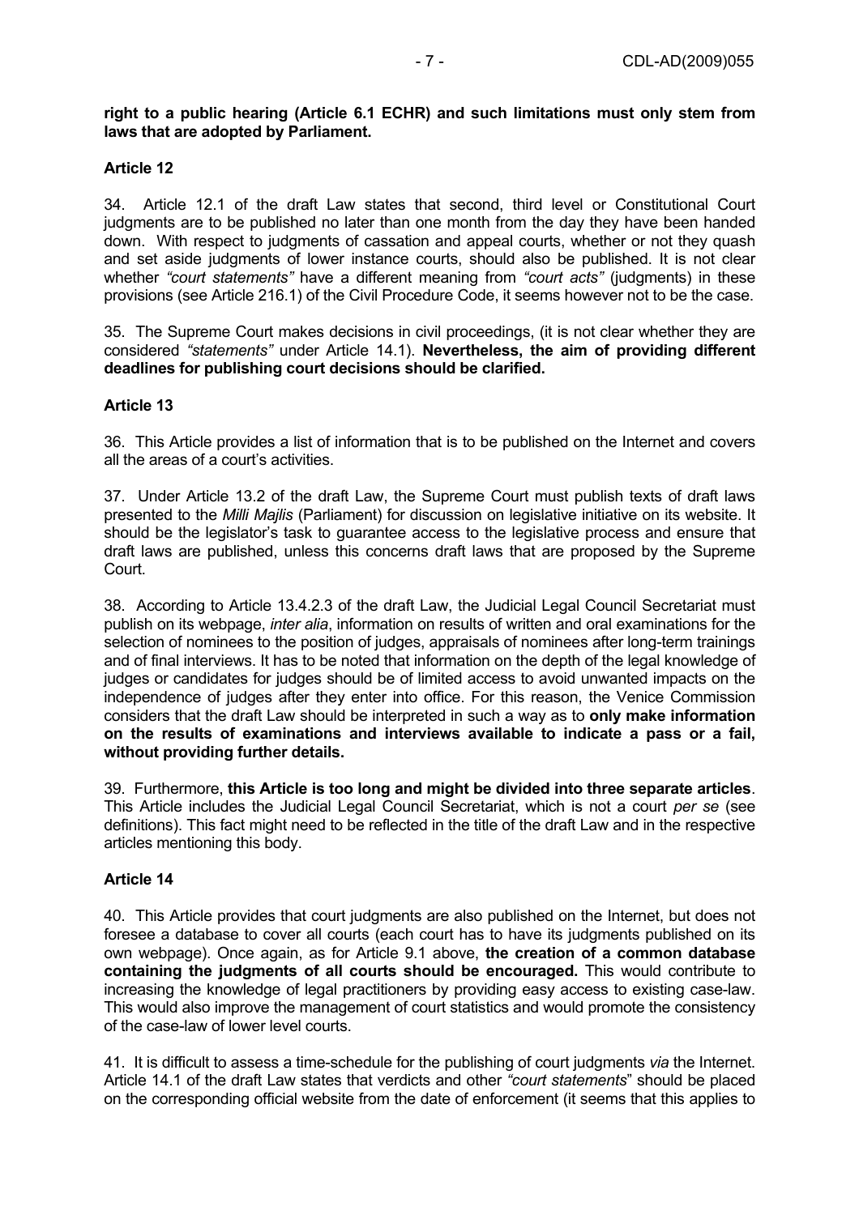**right to a public hearing (Article 6.1 ECHR) and such limitations must only stem from laws that are adopted by Parliament.**

### Article 12

34. Article 12.1 of the draft Law states that second, third level or Constitutional Court judgments are to be published no later than one month from the day they have been handed down. With respect to judgments of cassation and appeal courts, whether or not they quash and set aside judgments of lower instance courts, should also be published. It is not clear whether *"court statements"* have a different meaning from *"court acts"* (judgments) in these provisions (see Article 216.1) of the Civil Procedure Code, it seems however not to be the case.

35. The Supreme Court makes decisions in civil proceedings, (it is not clear whether they are considered *"statements"* under Article 14.1). **Nevertheless, the aim of providing different deadlines for publishing court decisions should be clarified.**

### Article 13

36. This Article provides a list of information that is to be published on the Internet and covers all the areas of a court's activities.

37. Under Article 13.2 of the draft Law, the Supreme Court must publish texts of draft laws presented to the *Milli Majlis* (Parliament) for discussion on legislative initiative on its website. It should be the legislator's task to guarantee access to the legislative process and ensure that draft laws are published, unless this concerns draft laws that are proposed by the Supreme Court.

38. According to Article 13.4.2.3 of the draft Law, the Judicial Legal Council Secretariat must publish on its webpage, *inter alia*, information on results of written and oral examinations for the selection of nominees to the position of judges, appraisals of nominees after long-term trainings and of final interviews. It has to be noted that information on the depth of the legal knowledge of judges or candidates for judges should be of limited access to avoid unwanted impacts on the independence of judges after they enter into office. For this reason, the Venice Commission considers that the draft Law should be interpreted in such a way as to **only make information on the results of examinations and interviews available to indicate a pass or a fail, without providing further details.**

39. Furthermore, **this Article is too long and might be divided into three separate articles**. This Article includes the Judicial Legal Council Secretariat, which is not a court *per se* (see definitions). This fact might need to be reflected in the title of the draft Law and in the respective articles mentioning this body.

### Article 14

40. This Article provides that court judgments are also published on the Internet, but does not foresee a database to cover all courts (each court has to have its judgments published on its own webpage). Once again, as for Article 9.1 above, **the creation of a common database containing the judgments of all courts should be encouraged.** This would contribute to increasing the knowledge of legal practitioners by providing easy access to existing case-law. This would also improve the management of court statistics and would promote the consistency of the case-law of lower level courts.

41. It is difficult to assess a time-schedule for the publishing of court judgments *via* the Internet. Article 14.1 of the draft Law states that verdicts and other *"court statements"* should be placed on the corresponding official website from the date of enforcement (it seems that this applies to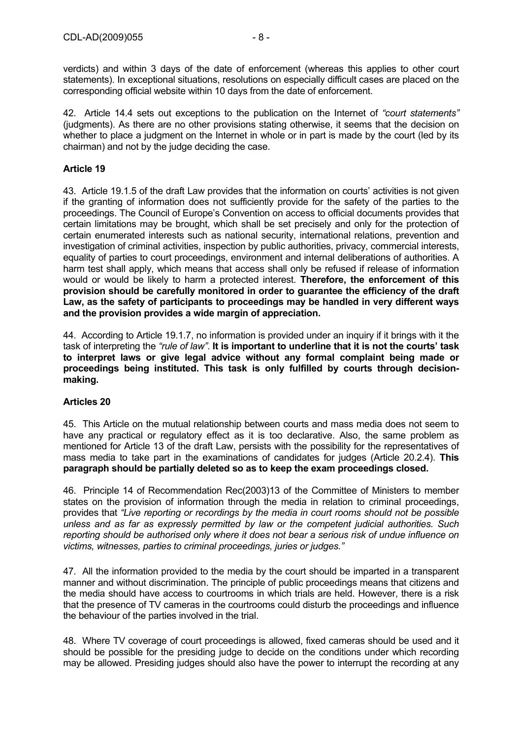verdicts) and within 3 days of the date of enforcement (whereas this applies to other court statements). In exceptional situations, resolutions on especially difficult cases are placed on the corresponding official website within 10 days from the date of enforcement.

42. Article 14.4 sets out exceptions to the publication on the Internet of *"court statements"* (judgments). As there are no other provisions stating otherwise, it seems that the decision on whether to place a judgment on the Internet in whole or in part is made by the court (led by its chairman) and not by the judge deciding the case.

**Article 19**

43. Article 19.1.5 of the draft Law provides that the information on courts' activities is not given if the granting of information does not sufficiently provide for the safety of the parties to the proceedings. The Council of Europe's Convention on access to official documents provides that certain limitations may be brought, which shall be set precisely and only for the protection of certain enumerated interests such as national security, international relations, prevention and investigation of criminal activities, inspection by public authorities, privacy, commercial interests, equality of parties to court proceedings, environment and internal deliberations of authorities. A harm test shall apply, which means that access shall only be refused if release of information would or would be likely to harm a protected interest. **Therefore, the enforcement of this provision should be carefully monitored in order to guarantee the efficiency of the draft Law, as the safety of participants to proceedings may be handled in very different ways and the provision provides a wide margin of appreciation.**

44. According to Article 19.1.7, no information is provided under an inquiry if it brings with it the task of interpreting the *"rule of law"*. **It is important to underline that it is not the courts' task to interpret laws or give legal advice without any formal complaint being made or proceedings being instituted. This task is only fulfilled by courts through decision-making.**

**Articles 20**

45. This Article on the mutual relationship between courts and mass media does not seem to have any practical or regulatory effect as it is too declarative. Also, the same problem as mentioned for Article 13 of the draft Law, persists with the possibility for the representatives of mass media to take part in the examinations of candidates for judges (Article 20.2.4). **This paragraph should be partially deleted so as to keep the exam proceedings closed.**

46. Principle 14 of Recommendation Rec(2003)13 of the Committee of Ministers to member states on the provision of information through the media in relation to criminal proceedings, provides that *"Live reporting or recordings by the media in court rooms should not be possible unless and as far as expressly permitted by law or the competent judicial authorities. Such reporting should be authorised only where it does not bear a serious risk of undue influence on victims, witnesses, parties to criminal proceedings, juries or judges."*

47. All the information provided to the media by the court should be imparted in a transparent manner and without discrimination. The principle of public proceedings means that citizens and the media should have access to courtrooms in which trials are held. However, there is a risk that the presence of TV cameras in the courtrooms could disturb the proceedings and influence the behaviour of the parties involved in the trial.

48. Where TV coverage of court proceedings is allowed, fixed cameras should be used and it should be possible for the presiding judge to decide on the conditions under which recording may be allowed. Presiding judges should also have the power to interrupt the recording at any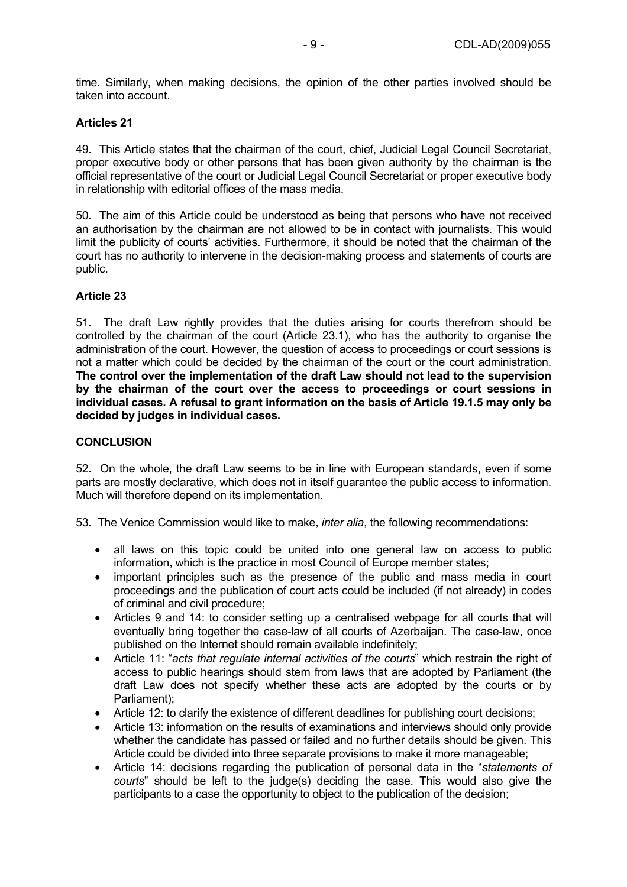time. Similarly, when making decisions, the opinion of the other parties involved should be taken into account.

**Articles 21**

49. This Article states that the chairman of the court, chief, Judicial Legal Council Secretariat, proper executive body or other persons that has been given authority by the chairman is the official representative of the court or Judicial Legal Council Secretariat or proper executive body in relationship with editorial offices of the mass media.

50. The aim of this Article could be understood as being that persons who have not received an authorisation by the chairman are not allowed to be in contact with journalists. This would limit the publicity of courts' activities. Furthermore, it should be noted that the chairman of the court has no authority to intervene in the decision-making process and statements of courts are public.

**Article 23**

51. The draft Law rightly provides that the duties arising for courts therefrom should be controlled by the chairman of the court (Article 23.1), who has the authority to organise the administration of the court. However, the question of access to proceedings or court sessions is not a matter which could be decided by the chairman of the court or the court administration. **The control over the implementation of the draft Law should not lead to the supervision by the chairman of the court over the access to proceedings or court sessions in individual cases. A refusal to grant information on the basis of Article 19.1.5 may only be decided by judges in individual cases.**

**CONCLUSION**

52. On the whole, the draft Law seems to be in line with European standards, even if some parts are mostly declarative, which does not in itself guarantee the public access to information. Much will therefore depend on its implementation.

53. The Venice Commission would like to make, *inter alia*, the following recommendations:

- all laws on this topic could be united into one general law on access to public information, which is the practice in most Council of Europe member states;
- important principles such as the presence of the public and mass media in court proceedings and the publication of court acts could be included (if not already) in codes of criminal and civil procedure;
- Articles 9 and 14: to consider setting up a centralised webpage for all courts that will eventually bring together the case-law of all courts of Azerbaijan. The case-law, once published on the Internet should remain available indefinitely;
- Article 11: "*acts that regulate internal activities of the courts*" which restrain the right of access to public hearings should stem from laws that are adopted by Parliament (the draft Law does not specify whether these acts are adopted by the courts or by Parliament);
- Article 12: to clarify the existence of different deadlines for publishing court decisions;
- Article 13: information on the results of examinations and interviews should only provide whether the candidate has passed or failed and no further details should be given. This Article could be divided into three separate provisions to make it more manageable;
- Article 14: decisions regarding the publication of personal data in the "*statements of courts*" should be left to the judge(s) deciding the case. This would also give the participants to a case the opportunity to object to the publication of the decision;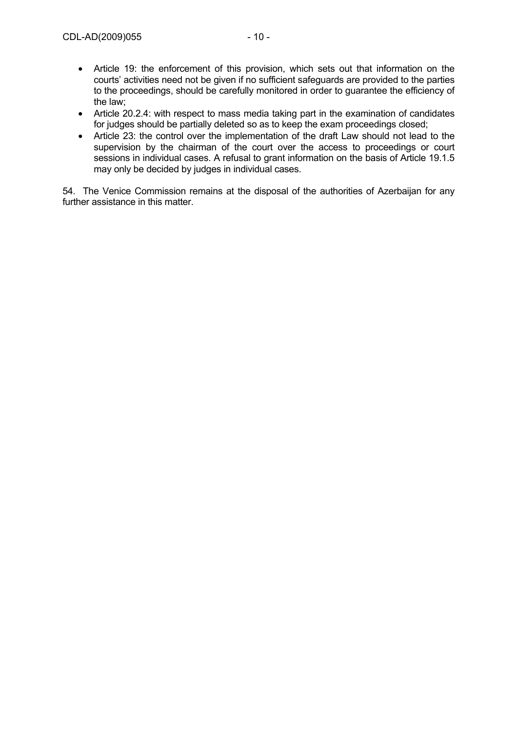- Article 19: the enforcement of this provision, which sets out that information on the courts' activities need not be given if no sufficient safeguards are provided to the parties to the proceedings, should be carefully monitored in order to guarantee the efficiency of the law;
- Article 20.2.4: with respect to mass media taking part in the examination of candidates for judges should be partially deleted so as to keep the exam proceedings closed;
- Article 23: the control over the implementation of the draft Law should not lead to the supervision by the chairman of the court over the access to proceedings or court sessions in individual cases. A refusal to grant information on the basis of Article 19.1.5 may only be decided by judges in individual cases.

54. The Venice Commission remains at the disposal of the authorities of Azerbaijan for any further assistance in this matter.